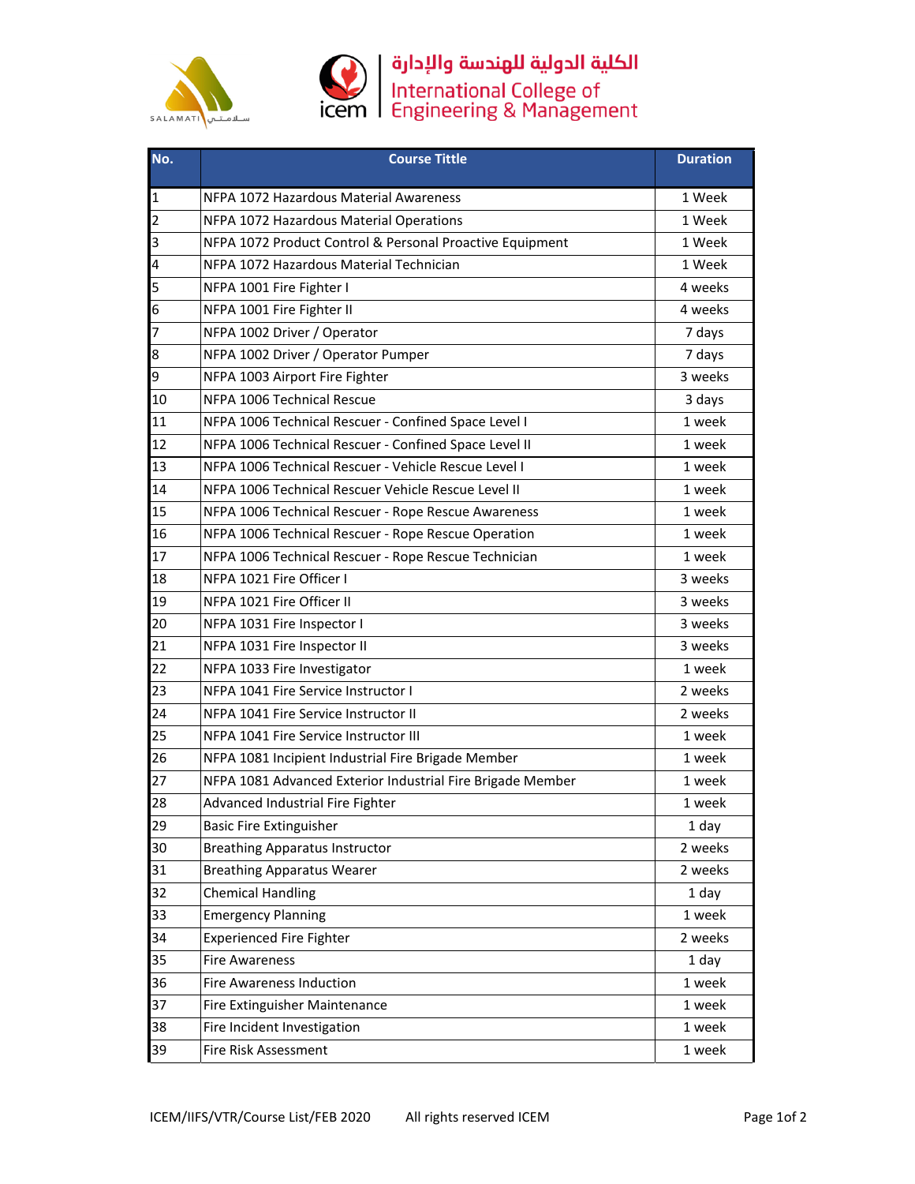الكلية الدولية للهندسة والإدارة

International College of Engineering & Management

| No. | Course Tittle | Duration |
|---|---|---|
| 1 | NFPA 1072 Hazardous Material Awareness | 1 Week |
| 2 | NFPA 1072 Hazardous Material Operations | 1 Week |
| 3 | NFPA 1072 Product Control & Personal Proactive Equipment | 1 Week |
| 4 | NFPA 1072 Hazardous Material Technician | 1 Week |
| 5 | NFPA 1001 Fire Fighter I | 4 weeks |
| 6 | NFPA 1001 Fire Fighter II | 4 weeks |
| 7 | NFPA 1002 Driver / Operator | 7 days |
| 8 | NFPA 1002 Driver / Operator Pumper | 7 days |
| 9 | NFPA 1003 Airport Fire Fighter | 3 weeks |
| 10 | NFPA 1006 Technical Rescue | 3 days |
| 11 | NFPA 1006 Technical Rescuer - Confined Space Level I | 1 week |
| 12 | NFPA 1006 Technical Rescuer - Confined Space Level II | 1 week |
| 13 | NFPA 1006 Technical Rescuer - Vehicle Rescue Level I | 1 week |
| 14 | NFPA 1006 Technical Rescuer Vehicle Rescue Level II | 1 week |
| 15 | NFPA 1006 Technical Rescuer - Rope Rescue Awareness | 1 week |
| 16 | NFPA 1006 Technical Rescuer - Rope Rescue Operation | 1 week |
| 17 | NFPA 1006 Technical Rescuer - Rope Rescue Technician | 1 week |
| 18 | NFPA 1021 Fire Officer I | 3 weeks |
| 19 | NFPA 1021 Fire Officer II | 3 weeks |
| 20 | NFPA 1031 Fire Inspector I | 3 weeks |
| 21 | NFPA 1031 Fire Inspector II | 3 weeks |
| 22 | NFPA 1033 Fire Investigator | 1 week |
| 23 | NFPA 1041 Fire Service Instructor I | 2 weeks |
| 24 | NFPA 1041 Fire Service Instructor II | 2 weeks |
| 25 | NFPA 1041 Fire Service Instructor III | 1 week |
| 26 | NFPA 1081 Incipient Industrial Fire Brigade Member | 1 week |
| 27 | NFPA 1081 Advanced Exterior Industrial Fire Brigade Member | 1 week |
| 28 | Advanced Industrial Fire Fighter | 1 week |
| 29 | Basic Fire Extinguisher | 1 day |
| 30 | Breathing Apparatus Instructor | 2 weeks |
| 31 | Breathing Apparatus Wearer | 2 weeks |
| 32 | Chemical Handling | 1 day |
| 33 | Emergency Planning | 1 week |
| 34 | Experienced Fire Fighter | 2 weeks |
| 35 | Fire Awareness | 1 day |
| 36 | Fire Awareness Induction | 1 week |
| 37 | Fire Extinguisher Maintenance | 1 week |
| 38 | Fire Incident Investigation | 1 week |
| 39 | Fire Risk Assessment | 1 week |

ICEM/IIFS/VTR/Course List/FEB 2020 All rights reserved ICEM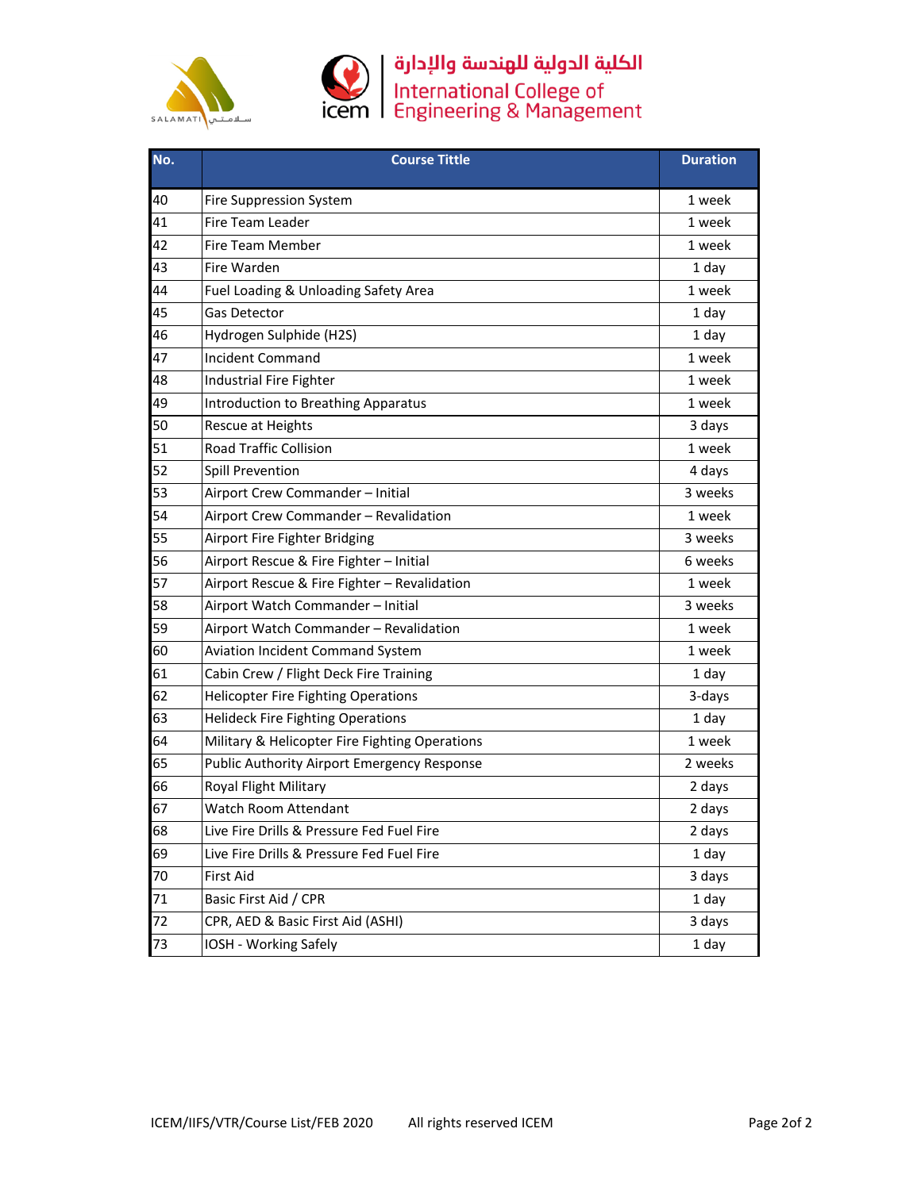الكلية الدولية للهندسة والإدارة

International College of Engineering & Management

| No. | Course Tittle | Duration |
|---|---|---|
| 40 | Fire Suppression System | 1 week |
| 41 | Fire Team Leader | 1 week |
| 42 | Fire Team Member | 1 week |
| 43 | Fire Warden | 1 day |
| 44 | Fuel Loading & Unloading Safety Area | 1 week |
| 45 | Gas Detector | 1 day |
| 46 | Hydrogen Sulphide (H2S) | 1 day |
| 47 | Incident Command | 1 week |
| 48 | Industrial Fire Fighter | 1 week |
| 49 | Introduction to Breathing Apparatus | 1 week |
| 50 | Rescue at Heights | 3 days |
| 51 | Road Traffic Collision | 1 week |
| 52 | Spill Prevention | 4 days |
| 53 | Airport Crew Commander – Initial | 3 weeks |
| 54 | Airport Crew Commander – Revalidation | 1 week |
| 55 | Airport Fire Fighter Bridging | 3 weeks |
| 56 | Airport Rescue & Fire Fighter – Initial | 6 weeks |
| 57 | Airport Rescue & Fire Fighter – Revalidation | 1 week |
| 58 | Airport Watch Commander – Initial | 3 weeks |
| 59 | Airport Watch Commander – Revalidation | 1 week |
| 60 | Aviation Incident Command System | 1 week |
| 61 | Cabin Crew / Flight Deck Fire Training | 1 day |
| 62 | Helicopter Fire Fighting Operations | 3-days |
| 63 | Helideck Fire Fighting Operations | 1 day |
| 64 | Military & Helicopter Fire Fighting Operations | 1 week |
| 65 | Public Authority Airport Emergency Response | 2 weeks |
| 66 | Royal Flight Military | 2 days |
| 67 | Watch Room Attendant | 2 days |
| 68 | Live Fire Drills & Pressure Fed Fuel Fire | 2 days |
| 69 | Live Fire Drills & Pressure Fed Fuel Fire | 1 day |
| 70 | First Aid | 3 days |
| 71 | Basic First Aid / CPR | 1 day |
| 72 | CPR, AED & Basic First Aid (ASHI) | 3 days |
| 73 | IOSH - Working Safely | 1 day |

ICEM/IIFS/VTR/Course List/FEB 2020 All rights reserved ICEM